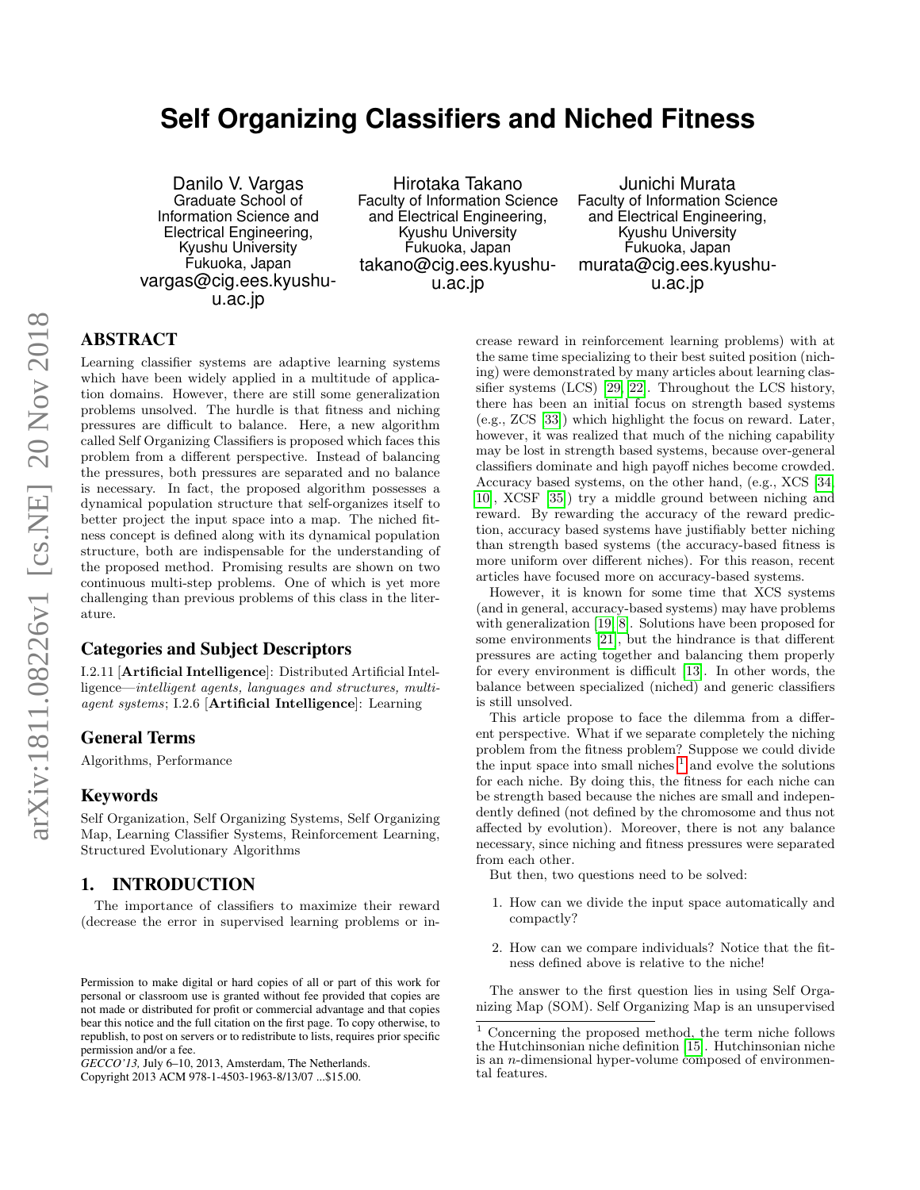# Self Organizing Classifiers and Niched Fitness

Danilo V. Vargas
Graduate School of Information Science and Electrical Engineering, Kyushu University
Fukuoka, Japan
vargas@cig.ees.kyushu-u.ac.jp

Hirotaka Takano
Faculty of Information Science and Electrical Engineering, Kyushu University
Fukuoka, Japan
takano@cig.ees.kyushu-u.ac.jp

Junichi Murata
Faculty of Information Science and Electrical Engineering, Kyushu University
Fukuoka, Japan
murata@cig.ees.kyushu-u.ac.jp

## ABSTRACT

Learning classifier systems are adaptive learning systems which have been widely applied in a multitude of application domains. However, there are still some generalization problems unsolved. The hurdle is that fitness and niching pressures are difficult to balance. Here, a new algorithm called Self Organizing Classifiers is proposed which faces this problem from a different perspective. Instead of balancing the pressures, both pressures are separated and no balance is necessary. In fact, the proposed algorithm possesses a dynamical population structure that self-organizes itself to better project the input space into a map. The niched fitness concept is defined along with its dynamical population structure, both are indispensable for the understanding of the proposed method. Promising results are shown on two continuous multi-step problems. One of which is yet more challenging than previous problems of this class in the literature.

### Categories and Subject Descriptors

I.2.11 [**Artificial Intelligence**]: Distributed Artificial Intelligence—*intelligent agents, languages and structures, multiagent systems*; I.2.6 [**Artificial Intelligence**]: Learning

### General Terms

Algorithms, Performance

### Keywords

Self Organization, Self Organizing Systems, Self Organizing Map, Learning Classifier Systems, Reinforcement Learning, Structured Evolutionary Algorithms

## 1. INTRODUCTION

The importance of classifiers to maximize their reward (decrease the error in supervised learning problems or increase reward in reinforcement learning problems) with at the same time specializing to their best suited position (niching) were demonstrated by many articles about learning classifier systems (LCS) [29][22]. Throughout the LCS history, there has been an initial focus on strength based systems (e.g., ZCS [33]) which highlight the focus on reward. Later, however, it was realized that much of the niching capability may be lost in strength based systems, because over-general classifiers dominate and high payoff niches become crowded. Accuracy based systems, on the other hand, (e.g., XCS [34, 10], XCSF [35]) try a middle ground between niching and reward. By rewarding the accuracy of the reward prediction, accuracy based systems have justifiably better niching than strength based systems (the accuracy-based fitness is more uniform over different niches). For this reason, recent articles have focused more on accuracy-based systems.

However, it is known for some time that XCS systems (and in general, accuracy-based systems) may have problems with generalization [19][8]. Solutions have been proposed for some environments [21], but the hindrance is that different pressures are acting together and balancing them properly for every environment is difficult [13]. In other words, the balance between specialized (niched) and generic classifiers is still unsolved.

This article propose to face the dilemma from a different perspective. What if we separate completely the niching problem from the fitness problem? Suppose we could divide the input space into small niches [1] and evolve the solutions for each niche. By doing this, the fitness for each niche can be strength based because the niches are small and independently defined (not defined by the chromosome and thus not affected by evolution). Moreover, there is not any balance necessary, since niching and fitness pressures were separated from each other.

But then, two questions need to be solved:

1. How can we divide the input space automatically and compactly?
2. How can we compare individuals? Notice that the fitness defined above is relative to the niche!

The answer to the first question lies in using Self Organizing Map (SOM). Self Organizing Map is an unsupervised

[1] Concerning the proposed method, the term niche follows the Hutchinsonian niche definition [15]. Hutchinsonian niche is an $n$-dimensional hyper-volume composed of environmental features.

Permission to make digital or hard copies of all or part of this work for personal or classroom use is granted without fee provided that copies are not made or distributed for profit or commercial advantage and that copies bear this notice and the full citation on the first page. To copy otherwise, to republish, to post on servers or to redistribute to lists, requires prior specific permission and/or a fee.
*GECCO'13,* July 6–10, 2013, Amsterdam, The Netherlands.
Copyright 2013 ACM 978-1-4503-1963-8/13/07 ...$15.00.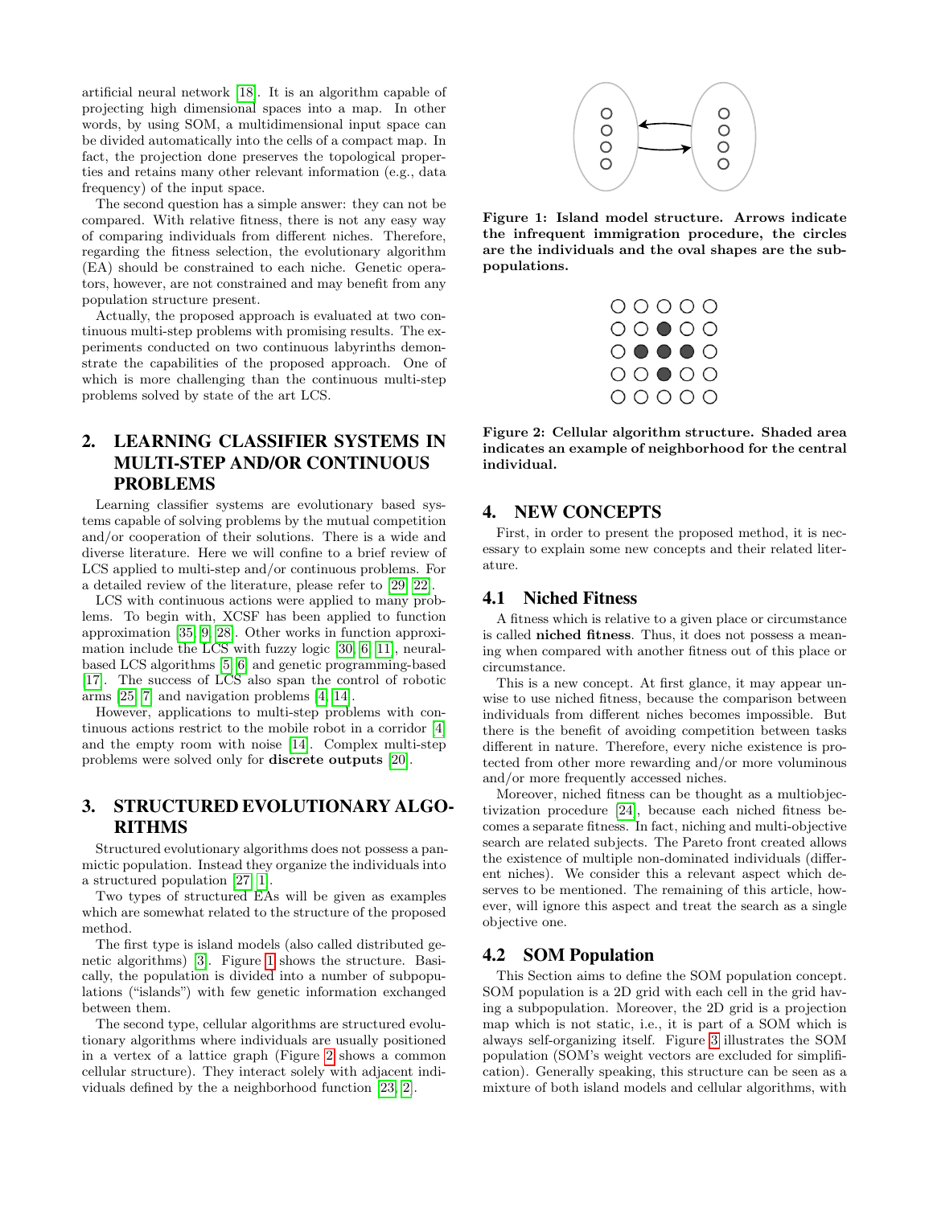artificial neural network [18]. It is an algorithm capable of projecting high dimensional spaces into a map. In other words, by using SOM, a multidimensional input space can be divided automatically into the cells of a compact map. In fact, the projection done preserves the topological properties and retains many other relevant information (e.g., data frequency) of the input space.

The second question has a simple answer: they can not be compared. With relative fitness, there is not any easy way of comparing individuals from different niches. Therefore, regarding the fitness selection, the evolutionary algorithm (EA) should be constrained to each niche. Genetic operators, however, are not constrained and may benefit from any population structure present.

Actually, the proposed approach is evaluated at two continuous multi-step problems with promising results. The experiments conducted on two continuous labyrinths demonstrate the capabilities of the proposed approach. One of which is more challenging than the continuous multi-step problems solved by state of the art LCS.

## 2. LEARNING CLASSIFIER SYSTEMS IN MULTI-STEP AND/OR CONTINUOUS PROBLEMS

Learning classifier systems are evolutionary based systems capable of solving problems by the mutual competition and/or cooperation of their solutions. There is a wide and diverse literature. Here we will confine to a brief review of LCS applied to multi-step and/or continuous problems. For a detailed review of the literature, please refer to [29, 22].

LCS with continuous actions were applied to many problems. To begin with, XCSF has been applied to function approximation [35, 9, 28]. Other works in function approximation include the LCS with fuzzy logic [30, 6, 11], neural-based LCS algorithms [5, 6] and genetic programming-based [17]. The success of LCS also span the control of robotic arms [25, 7] and navigation problems [4, 14].

However, applications to multi-step problems with continuous actions restrict to the mobile robot in a corridor [4] and the empty room with noise [14]. Complex multi-step problems were solved only for **discrete outputs** [20].

## 3. STRUCTURED EVOLUTIONARY ALGORITHMS

Structured evolutionary algorithms does not possess a panmictic population. Instead they organize the individuals into a structured population [27, 1].

Two types of structured EAs will be given as examples which are somewhat related to the structure of the proposed method.

The first type is island models (also called distributed genetic algorithms) [3]. Figure 1 shows the structure. Basically, the population is divided into a number of subpopulations ("islands") with few genetic information exchanged between them.

The second type, cellular algorithms are structured evolutionary algorithms where individuals are usually positioned in a vertex of a lattice graph (Figure 2 shows a common cellular structure). They interact solely with adjacent individuals defined by the a neighborhood function [23, 2].

**Figure 1: Island model structure. Arrows indicate the infrequent immigration procedure, the circles are the individuals and the oval shapes are the subpopulations.**

**Figure 2: Cellular algorithm structure. Shaded area indicates an example of neighborhood for the central individual.**

## 4. NEW CONCEPTS

First, in order to present the proposed method, it is necessary to explain some new concepts and their related literature.

### 4.1 Niched Fitness

A fitness which is relative to a given place or circumstance is called **niched fitness**. Thus, it does not possess a meaning when compared with another fitness out of this place or circumstance.

This is a new concept. At first glance, it may appear unwise to use niched fitness, because the comparison between individuals from different niches becomes impossible. But there is the benefit of avoiding competition between tasks different in nature. Therefore, every niche existence is protected from other more rewarding and/or more voluminous and/or more frequently accessed niches.

Moreover, niched fitness can be thought as a multiobjectivization procedure [24], because each niched fitness becomes a separate fitness. In fact, niching and multi-objective search are related subjects. The Pareto front created allows the existence of multiple non-dominated individuals (different niches). We consider this a relevant aspect which deserves to be mentioned. The remaining of this article, however, will ignore this aspect and treat the search as a single objective one.

### 4.2 SOM Population

This Section aims to define the SOM population concept. SOM population is a 2D grid with each cell in the grid having a subpopulation. Moreover, the 2D grid is a projection map which is not static, i.e., it is part of a SOM which is always self-organizing itself. Figure 3 illustrates the SOM population (SOM's weight vectors are excluded for simplification). Generally speaking, this structure can be seen as a mixture of both island models and cellular algorithms, with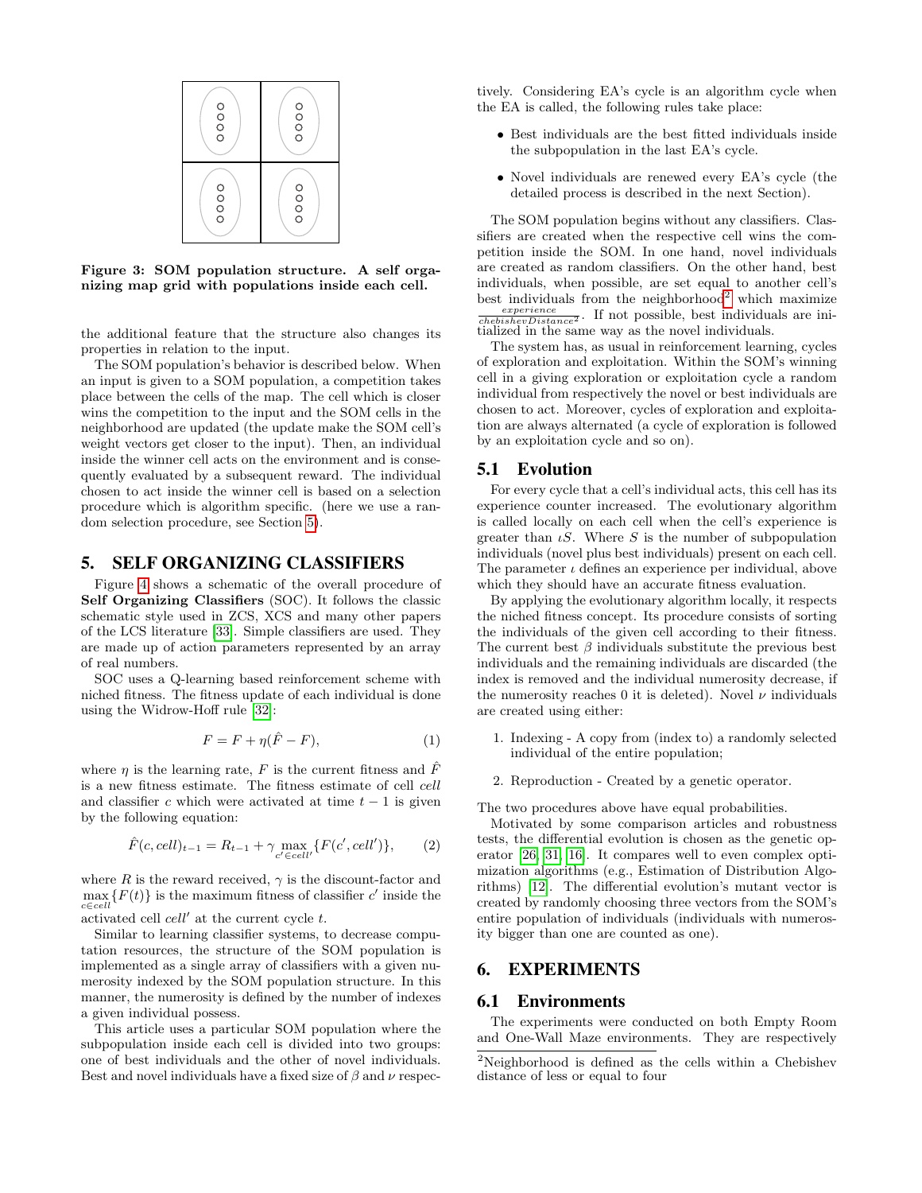Figure 3: SOM population structure. A self organizing map grid with populations inside each cell.

the additional feature that the structure also changes its properties in relation to the input.

The SOM population's behavior is described below. When an input is given to a SOM population, a competition takes place between the cells of the map. The cell which is closer wins the competition to the input and the SOM cells in the neighborhood are updated (the update make the SOM cell's weight vectors get closer to the input). Then, an individual inside the winner cell acts on the environment and is consequently evaluated by a subsequent reward. The individual chosen to act inside the winner cell is based on a selection procedure which is algorithm specific. (here we use a random selection procedure, see Section 5).

## 5. SELF ORGANIZING CLASSIFIERS

Figure 4 shows a schematic of the overall procedure of **Self Organizing Classifiers** (SOC). It follows the classic schematic style used in ZCS, XCS and many other papers of the LCS literature [33]. Simple classifiers are used. They are made up of action parameters represented by an array of real numbers.

SOC uses a Q-learning based reinforcement scheme with niched fitness. The fitness update of each individual is done using the Widrow-Hoff rule [32]:

$$F = F + \eta(\hat{F} - F), \tag{1}$$

where $\eta$ is the learning rate, $F$ is the current fitness and $\hat{F}$ is a new fitness estimate. The fitness estimate of cell *cell* and classifier $c$ which were activated at time $t-1$ is given by the following equation:

$$\hat{F}(c, cell)_{t-1} = R_{t-1} + \gamma \max_{c' \in cell'}\{F(c', cell')\}, \tag{2}$$

where $R$ is the reward received, $\gamma$ is the discount-factor and $\max_{c \in cell}\{F(t)\}$ is the maximum fitness of classifier $c'$ inside the activated cell $cell'$ at the current cycle $t$.

Similar to learning classifier systems, to decrease computation resources, the structure of the SOM population is implemented as a single array of classifiers with a given numerosity indexed by the SOM population structure. In this manner, the numerosity is defined by the number of indexes a given individual possess.

This article uses a particular SOM population where the subpopulation inside each cell is divided into two groups: one of best individuals and the other of novel individuals. Best and novel individuals have a fixed size of $\beta$ and $\nu$ respectively. Considering EA's cycle is an algorithm cycle when the EA is called, the following rules take place:

- Best individuals are the best fitted individuals inside the subpopulation in the last EA's cycle.
- Novel individuals are renewed every EA's cycle (the detailed process is described in the next Section).

The SOM population begins without any classifiers. Classifiers are created when the respective cell wins the competition inside the SOM. In one hand, novel individuals are created as random classifiers. On the other hand, best individuals, when possible, are set equal to another cell's best individuals from the neighborhood[2] which maximize $\frac{experience}{chebishevDistance^2}$. If not possible, best individuals are initialized in the same way as the novel individuals.

The system has, as usual in reinforcement learning, cycles of exploration and exploitation. Within the SOM's winning cell in a giving exploration or exploitation cycle a random individual from respectively the novel or best individuals are chosen to act. Moreover, cycles of exploration and exploitation are always alternated (a cycle of exploration is followed by an exploitation cycle and so on).

### 5.1 Evolution

For every cycle that a cell's individual acts, this cell has its experience counter increased. The evolutionary algorithm is called locally on each cell when the cell's experience is greater than $\iota S$. Where $S$ is the number of subpopulation individuals (novel plus best individuals) present on each cell. The parameter $\iota$ defines an experience per individual, above which they should have an accurate fitness evaluation.

By applying the evolutionary algorithm locally, it respects the niched fitness concept. Its procedure consists of sorting the individuals of the given cell according to their fitness. The current best $\beta$ individuals substitute the previous best individuals and the remaining individuals are discarded (the index is removed and the individual numerosity decrease, if the numerosity reaches 0 it is deleted). Novel $\nu$ individuals are created using either:

1. Indexing - A copy from (index to) a randomly selected individual of the entire population;
2. Reproduction - Created by a genetic operator.

The two procedures above have equal probabilities.

Motivated by some comparison articles and robustness tests, the differential evolution is chosen as the genetic operator [26, 31, 16]. It compares well to even complex optimization algorithms (e.g., Estimation of Distribution Algorithms) [12]. The differential evolution's mutant vector is created by randomly choosing three vectors from the SOM's entire population of individuals (individuals with numerosity bigger than one are counted as one).

## 6. EXPERIMENTS

### 6.1 Environments

The experiments were conducted on both Empty Room and One-Wall Maze environments. They are respectively

[2]Neighborhood is defined as the cells within a Chebishev distance of less or equal to four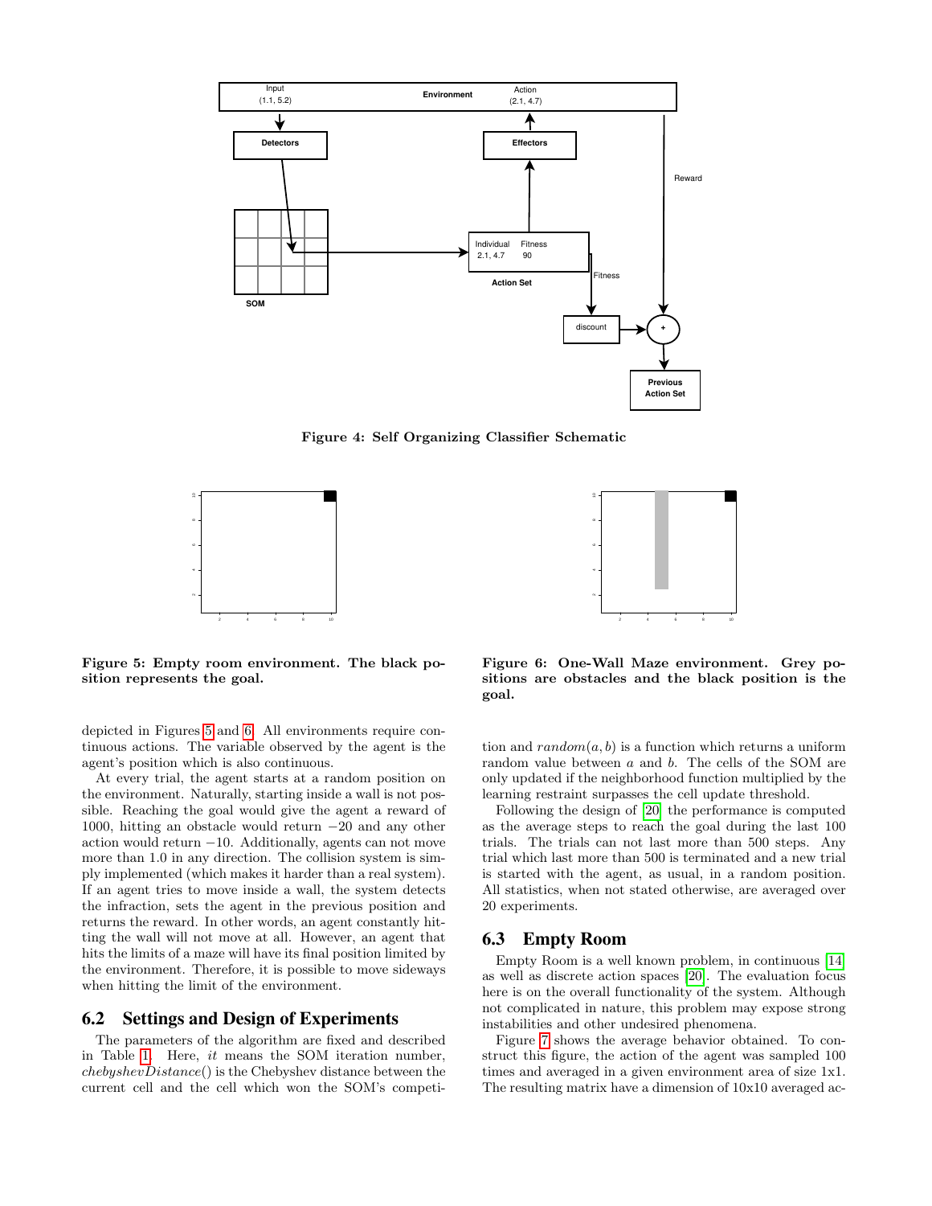Figure 4: Self Organizing Classifier Schematic

Figure 5: Empty room environment. The black position represents the goal.

Figure 6: One-Wall Maze environment. Grey positions are obstacles and the black position is the goal.

depicted in Figures 5 and 6. All environments require continuous actions. The variable observed by the agent is the agent's position which is also continuous.

At every trial, the agent starts at a random position on the environment. Naturally, starting inside a wall is not possible. Reaching the goal would give the agent a reward of 1000, hitting an obstacle would return $-20$ and any other action would return $-10$. Additionally, agents can not move more than 1.0 in any direction. The collision system is simply implemented (which makes it harder than a real system). If an agent tries to move inside a wall, the system detects the infraction, sets the agent in the previous position and returns the reward. In other words, an agent constantly hitting the wall will not move at all. However, an agent that hits the limits of a maze will have its final position limited by the environment. Therefore, it is possible to move sideways when hitting the limit of the environment.

## 6.2 Settings and Design of Experiments

The parameters of the algorithm are fixed and described in Table 1. Here, $it$ means the SOM iteration number, $chebyshevDistance()$ is the Chebyshev distance between the current cell and the cell which won the SOM's competition and $random(a, b)$ is a function which returns a uniform random value between $a$ and $b$. The cells of the SOM are only updated if the neighborhood function multiplied by the learning restraint surpasses the cell update threshold.

Following the design of [20] the performance is computed as the average steps to reach the goal during the last 100 trials. The trials can not last more than 500 steps. Any trial which last more than 500 is terminated and a new trial is started with the agent, as usual, in a random position. All statistics, when not stated otherwise, are averaged over 20 experiments.

## 6.3 Empty Room

Empty Room is a well known problem, in continuous [14] as well as discrete action spaces [20]. The evaluation focus here is on the overall functionality of the system. Although not complicated in nature, this problem may expose strong instabilities and other undesired phenomena.

Figure 7 shows the average behavior obtained. To construct this figure, the action of the agent was sampled 100 times and averaged in a given environment area of size 1x1. The resulting matrix have a dimension of 10x10 averaged ac-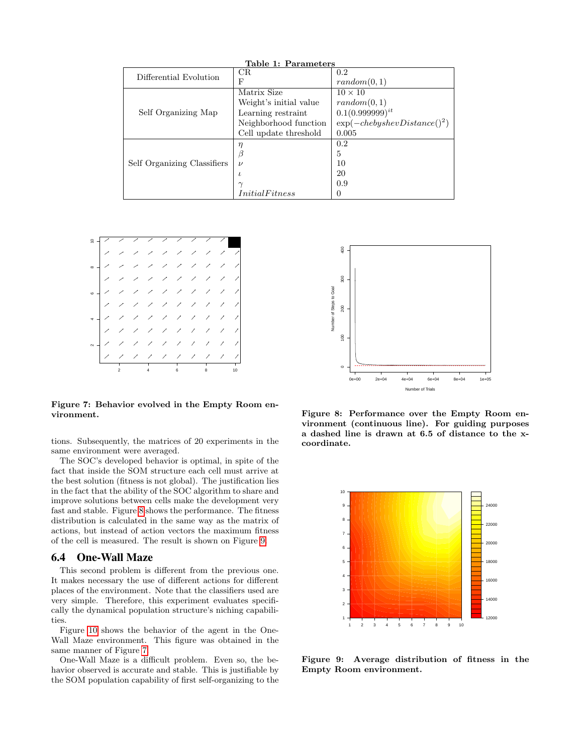**Table 1: Parameters**

| | | |
|---|---|---|
| Differential Evolution | CR | 0.2 |
| | F | $random(0, 1)$ |
| Self Organizing Map | Matrix Size | $10 \times 10$ |
| | Weight's initial value | $random(0, 1)$ |
| | Learning restraint | $0.1(0.999999)^{it}$ |
| | Neighborhood function | $\exp(-chebyshevDistance()^2)$ |
| | Cell update threshold | 0.005 |
| Self Organizing Classifiers | $\eta$ | 0.2 |
| | $\beta$ | 5 |
| | $\nu$ | 10 |
| | $\iota$ | 20 |
| | $\gamma$ | 0.9 |
| | $InitialFitness$ | 0 |

**Figure 7: Behavior evolved in the Empty Room environment.**

**Figure 8: Performance over the Empty Room environment (continuous line). For guiding purposes a dashed line is drawn at 6.5 of distance to the x-coordinate.**

tions. Subsequently, the matrices of 20 experiments in the same environment were averaged.

The SOC's developed behavior is optimal, in spite of the fact that inside the SOM structure each cell must arrive at the best solution (fitness is not global). The justification lies in the fact that the ability of the SOC algorithm to share and improve solutions between cells make the development very fast and stable. Figure 8 shows the performance. The fitness distribution is calculated in the same way as the matrix of actions, but instead of action vectors the maximum fitness of the cell is measured. The result is shown on Figure 9.

**Figure 9: Average distribution of fitness in the Empty Room environment.**

## 6.4 One-Wall Maze

This second problem is different from the previous one. It makes necessary the use of different actions for different places of the environment. Note that the classifiers used are very simple. Therefore, this experiment evaluates specifically the dynamical population structure's niching capabilities.

Figure 10 shows the behavior of the agent in the One-Wall Maze environment. This figure was obtained in the same manner of Figure 7.

One-Wall Maze is a difficult problem. Even so, the behavior observed is accurate and stable. This is justifiable by the SOM population capability of first self-organizing to the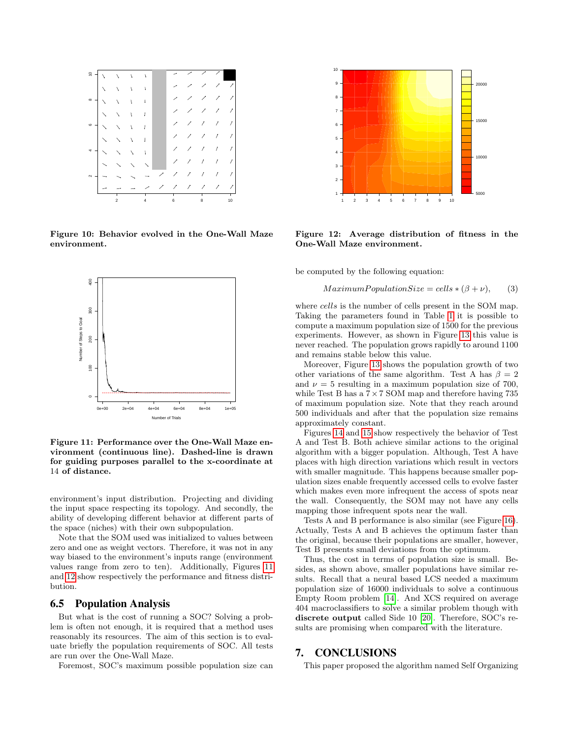Figure 10: Behavior evolved in the One-Wall Maze environment.

Figure 11: Performance over the One-Wall Maze environment (continuous line). Dashed-line is drawn for guiding purposes parallel to the x-coordinate at 14 of distance.

environment's input distribution. Projecting and dividing the input space respecting its topology. And secondly, the ability of developing different behavior at different parts of the space (niches) with their own subpopulation.

Note that the SOM used was initialized to values between zero and one as weight vectors. Therefore, it was not in any way biased to the environment's inputs range (environment values range from zero to ten). Additionally, Figures 11 and 12 show respectively the performance and fitness distribution.

## 6.5 Population Analysis

But what is the cost of running a SOC? Solving a problem is often not enough, it is required that a method uses reasonably its resources. The aim of this section is to evaluate briefly the population requirements of SOC. All tests are run over the One-Wall Maze.

Foremost, SOC's maximum possible population size can

Figure 12: Average distribution of fitness in the One-Wall Maze environment.

be computed by the following equation:

$$MaximumPopulationSize = cells * (\beta + \nu), \qquad (3)$$

where *cells* is the number of cells present in the SOM map. Taking the parameters found in Table 1 it is possible to compute a maximum population size of 1500 for the previous experiments. However, as shown in Figure 13 this value is never reached. The population grows rapidly to around 1100 and remains stable below this value.

Moreover, Figure 13 shows the population growth of two other variations of the same algorithm. Test A has $\beta = 2$ and $\nu = 5$ resulting in a maximum population size of 700, while Test B has a $7 \times 7$ SOM map and therefore having 735 of maximum population size. Note that they reach around 500 individuals and after that the population size remains approximately constant.

Figures 14 and 15 show respectively the behavior of Test A and Test B. Both achieve similar actions to the original algorithm with a bigger population. Although, Test A have places with high direction variations which result in vectors with smaller magnitude. This happens because smaller population sizes enable frequently accessed cells to evolve faster which makes even more infrequent the access of spots near the wall. Consequently, the SOM may not have any cells mapping those infrequent spots near the wall.

Tests A and B performance is also similar (see Figure 16). Actually, Tests A and B achieves the optimum faster than the original, because their populations are smaller, however, Test B presents small deviations from the optimum.

Thus, the cost in terms of population size is small. Besides, as shown above, smaller populations have similar results. Recall that a neural based LCS needed a maximum population size of 16000 individuals to solve a continuous Empty Room problem [14]. And XCS required on average 404 macroclassifiers to solve a similar problem though with **discrete output** called Side 10 [20]. Therefore, SOC's results are promising when compared with the literature.

## 7. CONCLUSIONS

This paper proposed the algorithm named Self Organizing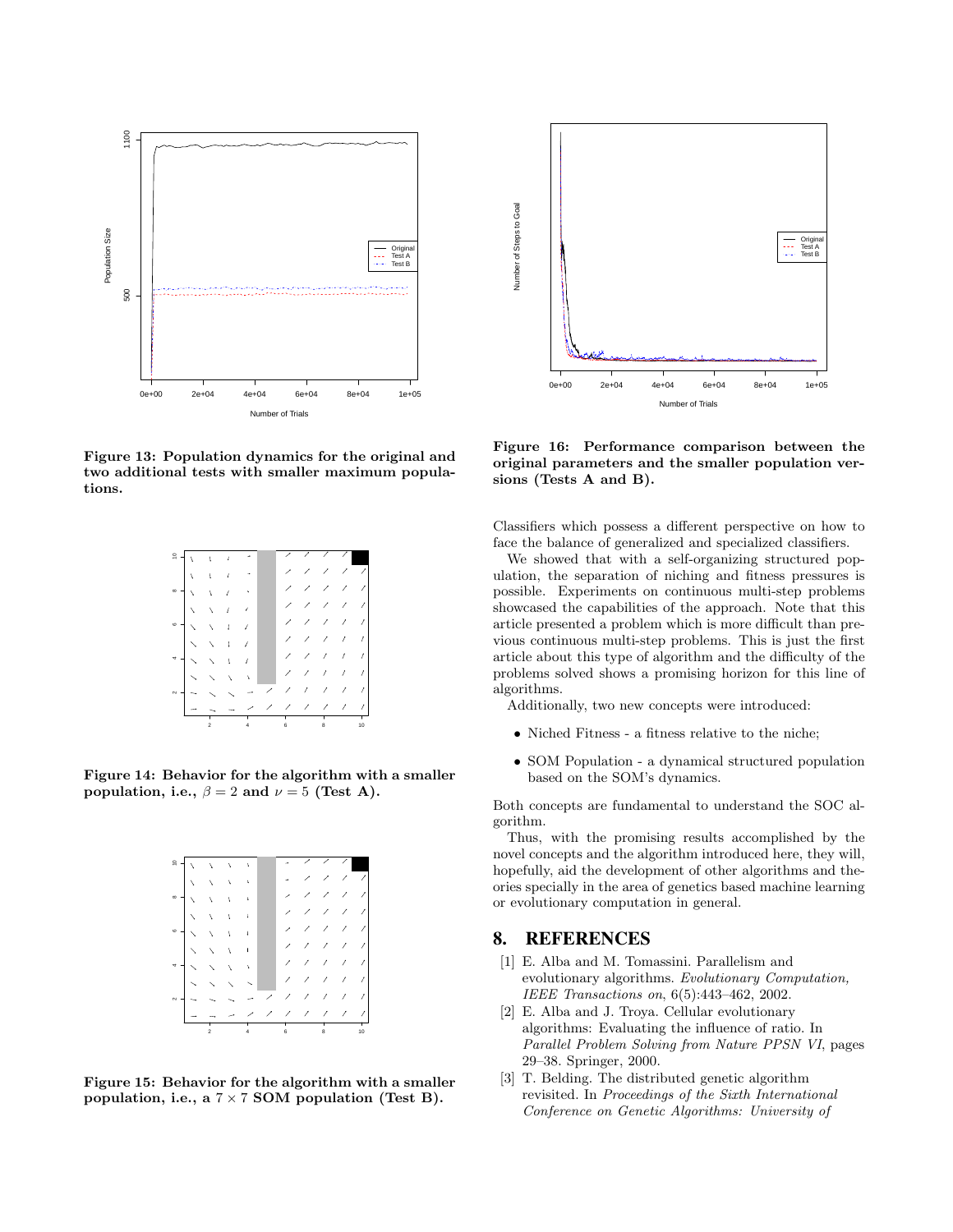Figure 13: Population dynamics for the original and two additional tests with smaller maximum populations.

Figure 14: Behavior for the algorithm with a smaller population, i.e., $\beta = 2$ and $\nu = 5$ (Test A).

Figure 15: Behavior for the algorithm with a smaller population, i.e., a $7 \times 7$ SOM population (Test B).

Figure 16: Performance comparison between the original parameters and the smaller population versions (Tests A and B).

Classifiers which possess a different perspective on how to face the balance of generalized and specialized classifiers.

We showed that with a self-organizing structured population, the separation of niching and fitness pressures is possible. Experiments on continuous multi-step problems showcased the capabilities of the approach. Note that this article presented a problem which is more difficult than previous continuous multi-step problems. This is just the first article about this type of algorithm and the difficulty of the problems solved shows a promising horizon for this line of algorithms.

Additionally, two new concepts were introduced:

- Niched Fitness - a fitness relative to the niche;
- SOM Population - a dynamical structured population based on the SOM's dynamics.

Both concepts are fundamental to understand the SOC algorithm.

Thus, with the promising results accomplished by the novel concepts and the algorithm introduced here, they will, hopefully, aid the development of other algorithms and theories specially in the area of genetics based machine learning or evolutionary computation in general.

## 8. REFERENCES

[1] E. Alba and M. Tomassini. Parallelism and evolutionary algorithms. *Evolutionary Computation, IEEE Transactions on*, 6(5):443–462, 2002.

[2] E. Alba and J. Troya. Cellular evolutionary algorithms: Evaluating the influence of ratio. In *Parallel Problem Solving from Nature PPSN VI*, pages 29–38. Springer, 2000.

[3] T. Belding. The distributed genetic algorithm revisited. In *Proceedings of the Sixth International Conference on Genetic Algorithms: University of*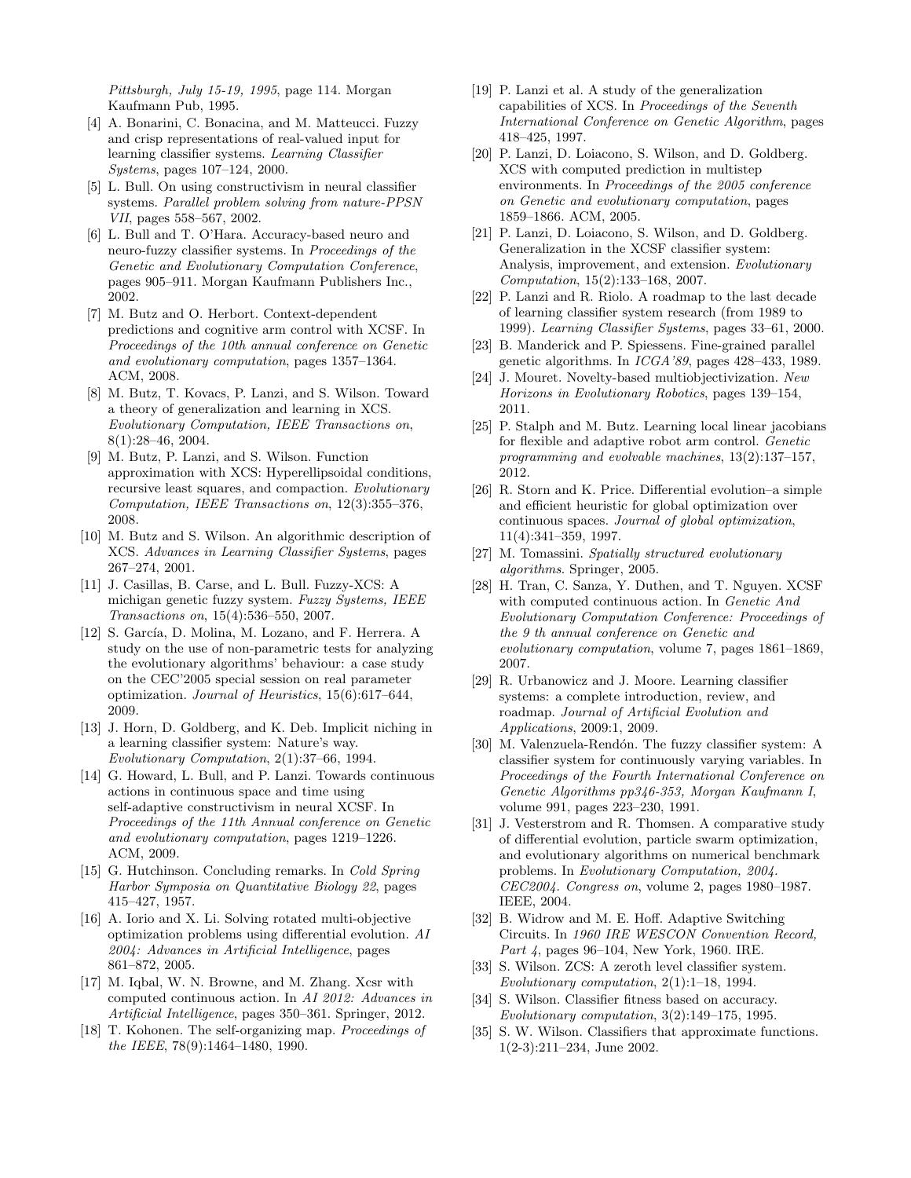*Pittsburgh, July 15-19, 1995*, page 114. Morgan Kaufmann Pub, 1995.

[4] A. Bonarini, C. Bonacina, and M. Matteucci. Fuzzy and crisp representations of real-valued input for learning classifier systems. *Learning Classifier Systems*, pages 107–124, 2000.

[5] L. Bull. On using constructivism in neural classifier systems. *Parallel problem solving from nature-PPSN VII*, pages 558–567, 2002.

[6] L. Bull and T. O'Hara. Accuracy-based neuro and neuro-fuzzy classifier systems. In *Proceedings of the Genetic and Evolutionary Computation Conference*, pages 905–911. Morgan Kaufmann Publishers Inc., 2002.

[7] M. Butz and O. Herbort. Context-dependent predictions and cognitive arm control with XCSF. In *Proceedings of the 10th annual conference on Genetic and evolutionary computation*, pages 1357–1364. ACM, 2008.

[8] M. Butz, T. Kovacs, P. Lanzi, and S. Wilson. Toward a theory of generalization and learning in XCS. *Evolutionary Computation, IEEE Transactions on*, 8(1):28–46, 2004.

[9] M. Butz, P. Lanzi, and S. Wilson. Function approximation with XCS: Hyperellipsoidal conditions, recursive least squares, and compaction. *Evolutionary Computation, IEEE Transactions on*, 12(3):355–376, 2008.

[10] M. Butz and S. Wilson. An algorithmic description of XCS. *Advances in Learning Classifier Systems*, pages 267–274, 2001.

[11] J. Casillas, B. Carse, and L. Bull. Fuzzy-XCS: A michigan genetic fuzzy system. *Fuzzy Systems, IEEE Transactions on*, 15(4):536–550, 2007.

[12] S. García, D. Molina, M. Lozano, and F. Herrera. A study on the use of non-parametric tests for analyzing the evolutionary algorithms' behaviour: a case study on the CEC'2005 special session on real parameter optimization. *Journal of Heuristics*, 15(6):617–644, 2009.

[13] J. Horn, D. Goldberg, and K. Deb. Implicit niching in a learning classifier system: Nature's way. *Evolutionary Computation*, 2(1):37–66, 1994.

[14] G. Howard, L. Bull, and P. Lanzi. Towards continuous actions in continuous space and time using self-adaptive constructivism in neural XCSF. In *Proceedings of the 11th Annual conference on Genetic and evolutionary computation*, pages 1219–1226. ACM, 2009.

[15] G. Hutchinson. Concluding remarks. In *Cold Spring Harbor Symposia on Quantitative Biology 22*, pages 415–427, 1957.

[16] A. Iorio and X. Li. Solving rotated multi-objective optimization problems using differential evolution. *AI 2004: Advances in Artificial Intelligence*, pages 861–872, 2005.

[17] M. Iqbal, W. N. Browne, and M. Zhang. Xcsr with computed continuous action. In *AI 2012: Advances in Artificial Intelligence*, pages 350–361. Springer, 2012.

[18] T. Kohonen. The self-organizing map. *Proceedings of the IEEE*, 78(9):1464–1480, 1990.

[19] P. Lanzi et al. A study of the generalization capabilities of XCS. In *Proceedings of the Seventh International Conference on Genetic Algorithm*, pages 418–425, 1997.

[20] P. Lanzi, D. Loiacono, S. Wilson, and D. Goldberg. XCS with computed prediction in multistep environments. In *Proceedings of the 2005 conference on Genetic and evolutionary computation*, pages 1859–1866. ACM, 2005.

[21] P. Lanzi, D. Loiacono, S. Wilson, and D. Goldberg. Generalization in the XCSF classifier system: Analysis, improvement, and extension. *Evolutionary Computation*, 15(2):133–168, 2007.

[22] P. Lanzi and R. Riolo. A roadmap to the last decade of learning classifier system research (from 1989 to 1999). *Learning Classifier Systems*, pages 33–61, 2000.

[23] B. Manderick and P. Spiessens. Fine-grained parallel genetic algorithms. In *ICGA'89*, pages 428–433, 1989.

[24] J. Mouret. Novelty-based multiobjectivization. *New Horizons in Evolutionary Robotics*, pages 139–154, 2011.

[25] P. Stalph and M. Butz. Learning local linear jacobians for flexible and adaptive robot arm control. *Genetic programming and evolvable machines*, 13(2):137–157, 2012.

[26] R. Storn and K. Price. Differential evolution–a simple and efficient heuristic for global optimization over continuous spaces. *Journal of global optimization*, 11(4):341–359, 1997.

[27] M. Tomassini. *Spatially structured evolutionary algorithms*. Springer, 2005.

[28] H. Tran, C. Sanza, Y. Duthen, and T. Nguyen. XCSF with computed continuous action. In *Genetic And Evolutionary Computation Conference: Proceedings of the 9 th annual conference on Genetic and evolutionary computation*, volume 7, pages 1861–1869, 2007.

[29] R. Urbanowicz and J. Moore. Learning classifier systems: a complete introduction, review, and roadmap. *Journal of Artificial Evolution and Applications*, 2009:1, 2009.

[30] M. Valenzuela-Rendón. The fuzzy classifier system: A classifier system for continuously varying variables. In *Proceedings of the Fourth International Conference on Genetic Algorithms pp346-353, Morgan Kaufmann I*, volume 991, pages 223–230, 1991.

[31] J. Vesterstrom and R. Thomsen. A comparative study of differential evolution, particle swarm optimization, and evolutionary algorithms on numerical benchmark problems. In *Evolutionary Computation, 2004. CEC2004. Congress on*, volume 2, pages 1980–1987. IEEE, 2004.

[32] B. Widrow and M. E. Hoff. Adaptive Switching Circuits. In *1960 IRE WESCON Convention Record, Part 4*, pages 96–104, New York, 1960. IRE.

[33] S. Wilson. ZCS: A zeroth level classifier system. *Evolutionary computation*, 2(1):1–18, 1994.

[34] S. Wilson. Classifier fitness based on accuracy. *Evolutionary computation*, 3(2):149–175, 1995.

[35] S. W. Wilson. Classifiers that approximate functions. 1(2-3):211–234, June 2002.